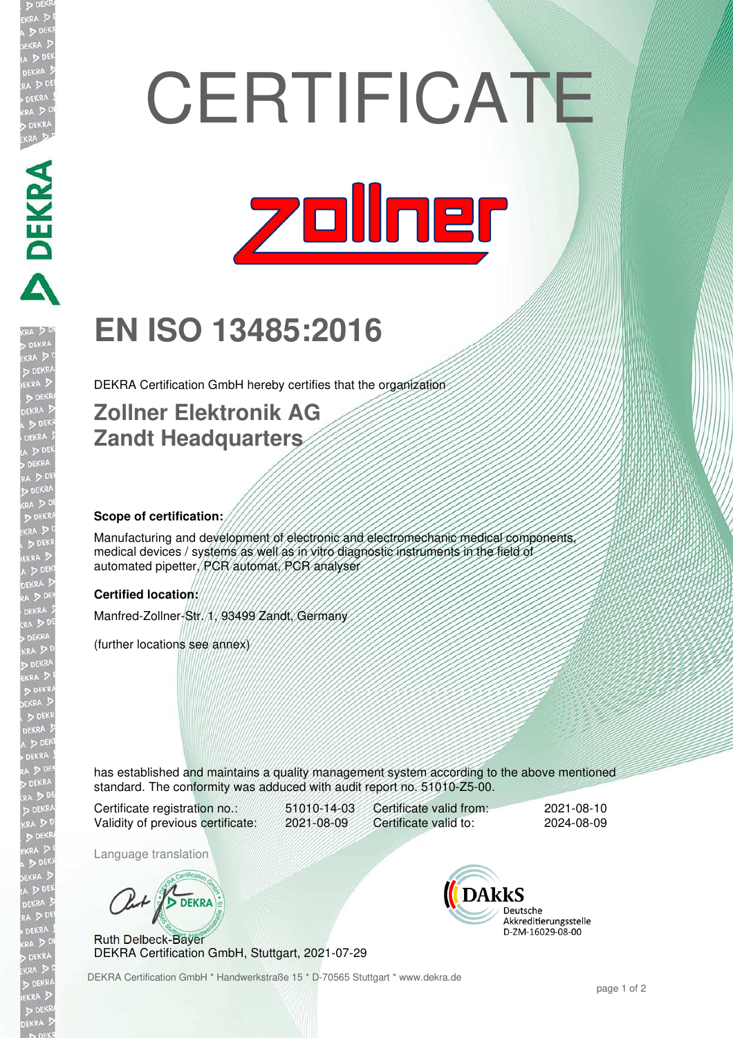# CERTIFICATE

zollner

## EN ISO 13485:2016

DEKRA Certification GmbH hereby certifies that the organization

### Zollner Elektronik AG
### Zandt Headquarters

**Scope of certification:**

Manufacturing and development of electronic and electromechanic medical components, medical devices / systems as well as in vitro diagnostic instruments in the field of automated pipetter, PCR automat, PCR analyser

**Certified location:**

Manfred-Zollner-Str. 1, 93499 Zandt, Germany

(further locations see annex)

has established and maintains a quality management system according to the above mentioned standard. The conformity was adduced with audit report no. 51010-Z5-00.

| Certificate registration no.: | 51010-14-03 | Certificate valid from: | 2021-08-10 |
|---|---|---|---|
| Validity of previous certificate: | 2021-08-09 | Certificate valid to: | 2024-08-09 |

Language translation

Ruth Delbeck-Bayer
DEKRA Certification GmbH, Stuttgart, 2021-07-29

DAkkS
Deutsche
Akkreditierungsstelle
D-ZM-16029-08-00

DEKRA Certification GmbH * Handwerkstraße 15 * D-70565 Stuttgart * www.dekra.de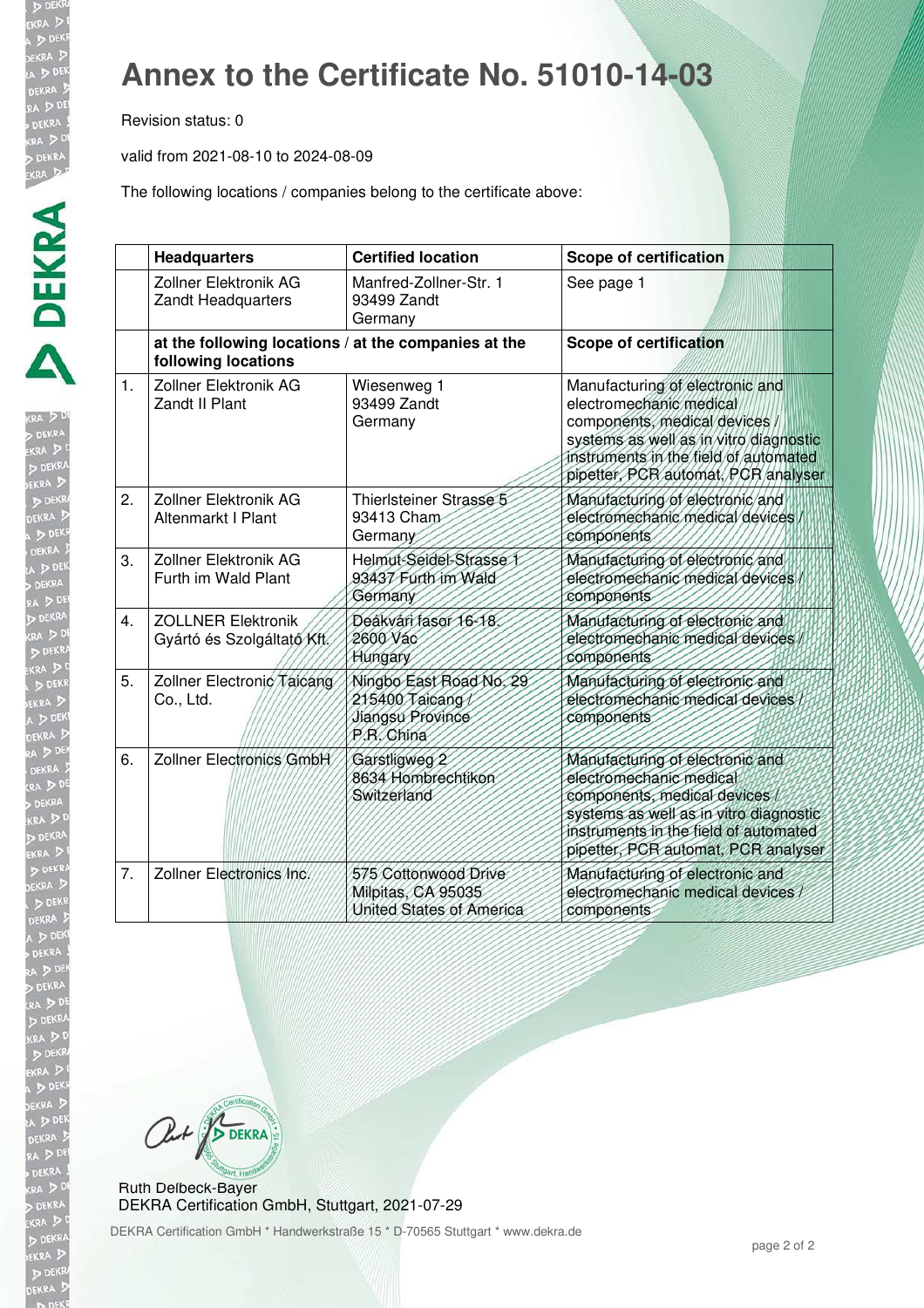# Annex to the Certificate No. 51010-14-03

Revision status: 0

valid from 2021-08-10 to 2024-08-09

The following locations / companies belong to the certificate above:

| | Headquarters | Certified location | Scope of certification |
|---|---|---|---|
| | Zollner Elektronik AG<br>Zandt Headquarters | Manfred-Zollner-Str. 1<br>93499 Zandt<br>Germany | See page 1 |
| | **at the following locations / at the companies at the following locations** | | **Scope of certification** |
| 1. | Zollner Elektronik AG<br>Zandt II Plant | Wiesenweg 1<br>93499 Zandt<br>Germany | Manufacturing of electronic and electromechanic medical components, medical devices / systems as well as in vitro diagnostic instruments in the field of automated pipetter, PCR automat, PCR analyser |
| 2. | Zollner Elektronik AG<br>Altenmarkt I Plant | Thierlsteiner Strasse 5<br>93413 Cham<br>Germany | Manufacturing of electronic and electromechanic medical devices / components |
| 3. | Zollner Elektronik AG<br>Furth im Wald Plant | Helmut-Seidel-Strasse 1<br>93437 Furth im Wald<br>Germany | Manufacturing of electronic and electromechanic medical devices / components |
| 4. | ZOLLNER Elektronik Gyártó és Szolgáltató Kft. | Deákvári fasor 16-18.<br>2600 Vác<br>Hungary | Manufacturing of electronic and electromechanic medical devices / components |
| 5. | Zollner Electronic Taicang Co., Ltd. | Ningbo East Road No. 29<br>215400 Taicang /<br>Jiangsu Province<br>P.R. China | Manufacturing of electronic and electromechanic medical devices / components |
| 6. | Zollner Electronics GmbH | Garstligweg 2<br>8634 Hombrechtikon<br>Switzerland | Manufacturing of electronic and electromechanic medical components, medical devices / systems as well as in vitro diagnostic instruments in the field of automated pipetter, PCR automat, PCR analyser |
| 7. | Zollner Electronics Inc. | 575 Cottonwood Drive<br>Milpitas, CA 95035<br>United States of America | Manufacturing of electronic and electromechanic medical devices / components |

Ruth Delbeck-Bayer
DEKRA Certification GmbH, Stuttgart, 2021-07-29

DEKRA Certification GmbH * Handwerkstraße 15 * D-70565 Stuttgart * www.dekra.de